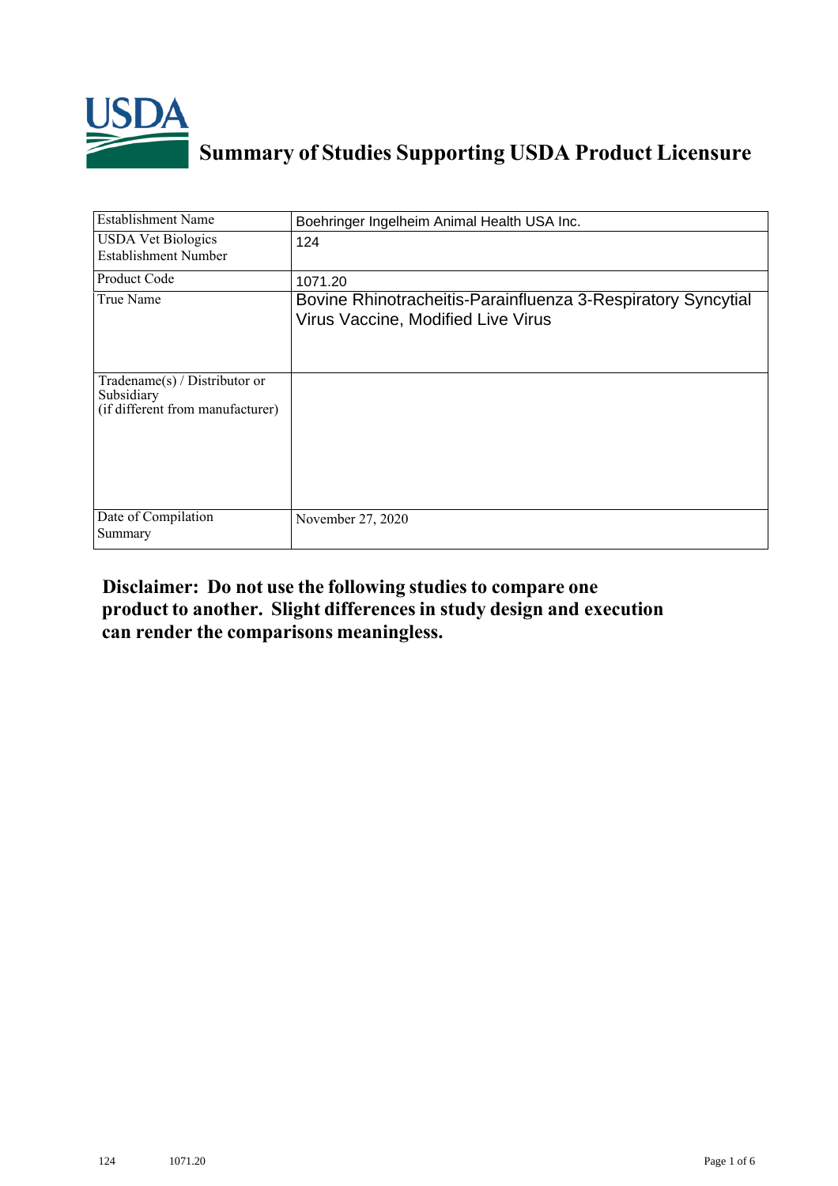# Summary of Studies Supporting USDA Product Licensure

| Establishment Name | Boehringer Ingelheim Animal Health USA Inc. |
|---|---|
| USDA Vet Biologics Establishment Number | 124 |
| Product Code | 1071.20 |
| True Name | Bovine Rhinotracheitis-Parainfluenza 3-Respiratory Syncytial Virus Vaccine, Modified Live Virus |
| Tradename(s) / Distributor or Subsidiary (if different from manufacturer) | |
| Date of Compilation Summary | November 27, 2020 |

**Disclaimer: Do not use the following studies to compare one product to another. Slight differences in study design and execution can render the comparisons meaningless.**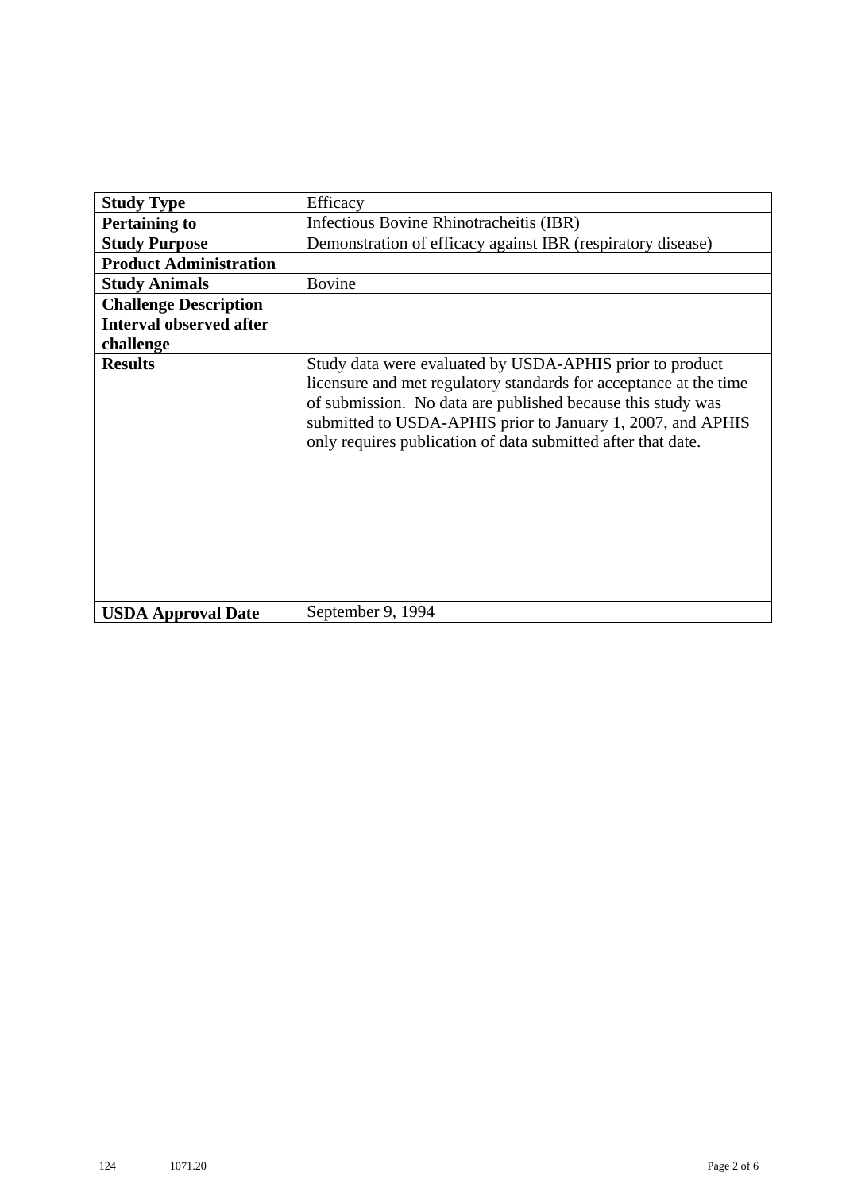| **Study Type** | Efficacy |
| --- | --- |
| **Pertaining to** | Infectious Bovine Rhinotracheitis (IBR) |
| **Study Purpose** | Demonstration of efficacy against IBR (respiratory disease) |
| **Product Administration** | |
| **Study Animals** | Bovine |
| **Challenge Description** | |
| **Interval observed after challenge** | |
| **Results** | Study data were evaluated by USDA-APHIS prior to product licensure and met regulatory standards for acceptance at the time of submission. No data are published because this study was submitted to USDA-APHIS prior to January 1, 2007, and APHIS only requires publication of data submitted after that date. |
| **USDA Approval Date** | September 9, 1994 |

124 1071.20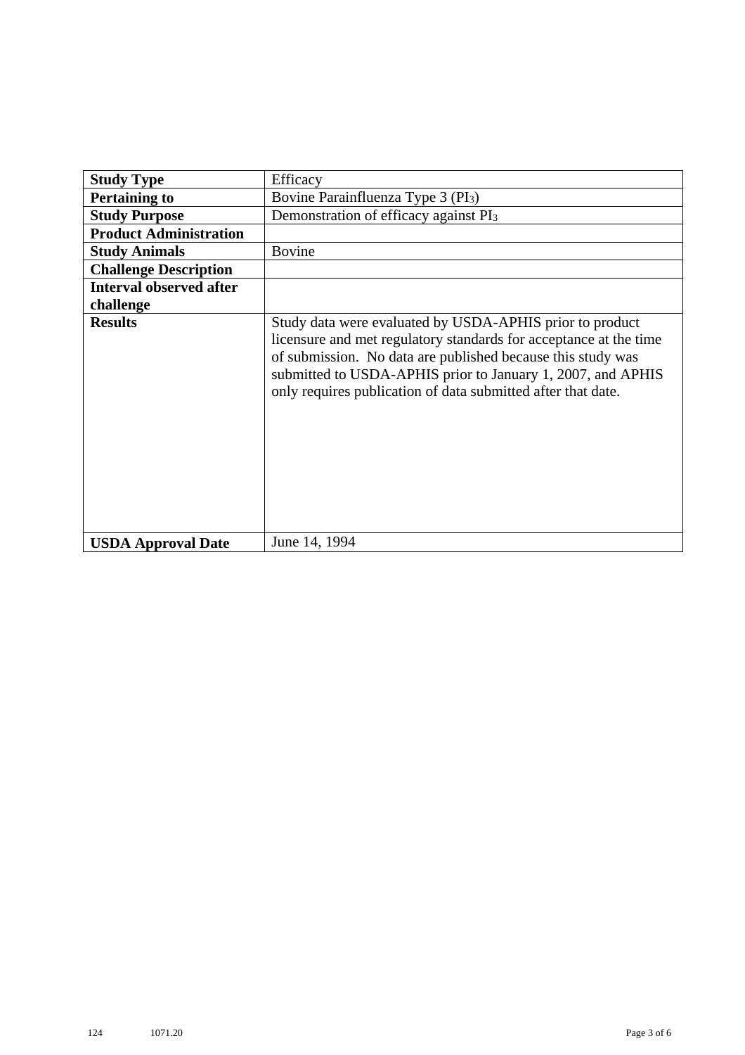| Study Type | Efficacy |
|---|---|
| **Pertaining to** | Bovine Parainfluenza Type 3 ($PI_3$) |
| **Study Purpose** | Demonstration of efficacy against $PI_3$ |
| **Product Administration** | |
| **Study Animals** | Bovine |
| **Challenge Description** | |
| **Interval observed after challenge** | |
| **Results** | Study data were evaluated by USDA-APHIS prior to product licensure and met regulatory standards for acceptance at the time of submission. No data are published because this study was submitted to USDA-APHIS prior to January 1, 2007, and APHIS only requires publication of data submitted after that date. |
| **USDA Approval Date** | June 14, 1994 |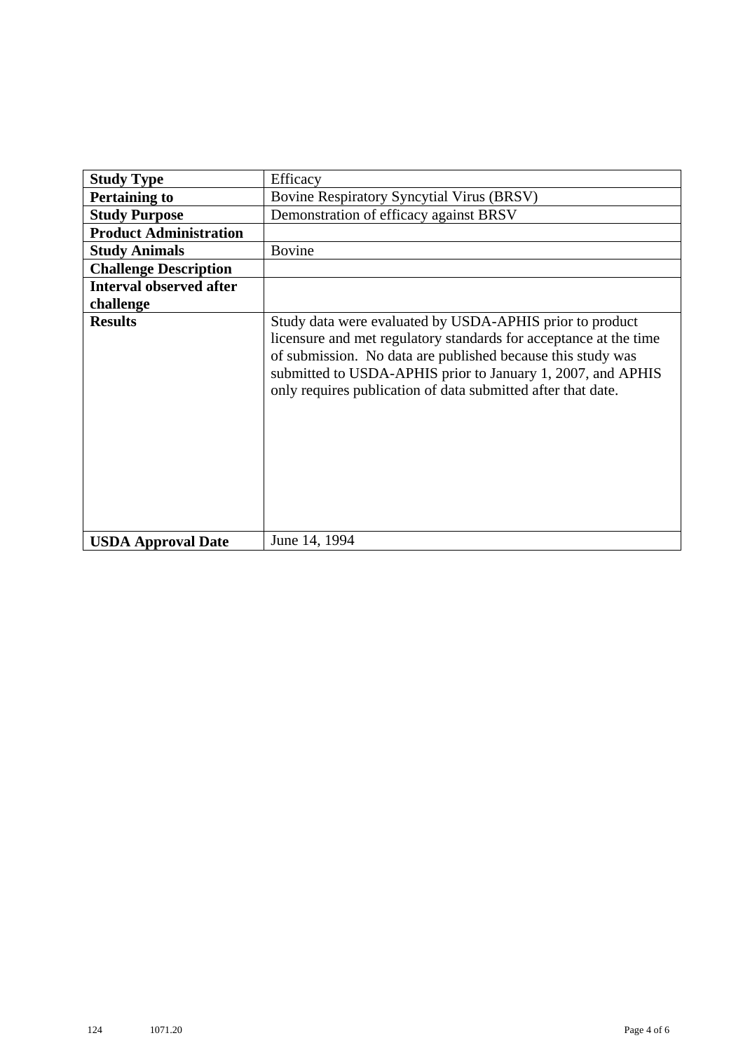| **Study Type** | Efficacy |
|---|---|
| **Pertaining to** | Bovine Respiratory Syncytial Virus (BRSV) |
| **Study Purpose** | Demonstration of efficacy against BRSV |
| **Product Administration** | |
| **Study Animals** | Bovine |
| **Challenge Description** | |
| **Interval observed after challenge** | |
| **Results** | Study data were evaluated by USDA-APHIS prior to product licensure and met regulatory standards for acceptance at the time of submission. No data are published because this study was submitted to USDA-APHIS prior to January 1, 2007, and APHIS only requires publication of data submitted after that date. |
| **USDA Approval Date** | June 14, 1994 |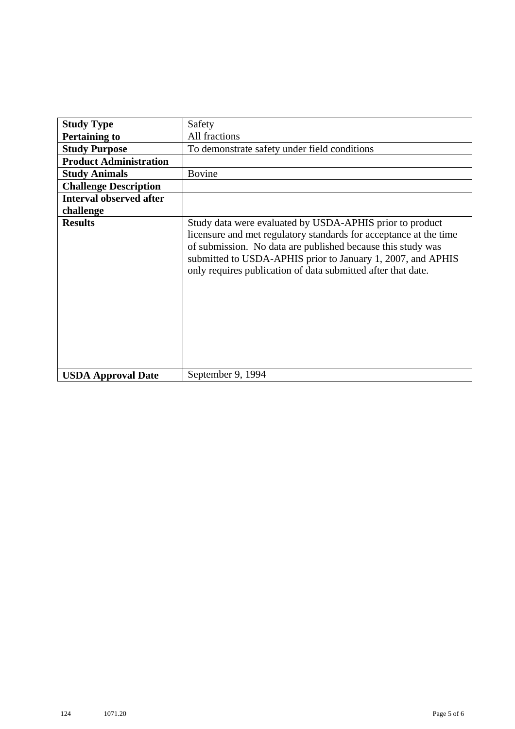| **Study Type** | Safety |
|---|---|
| **Pertaining to** | All fractions |
| **Study Purpose** | To demonstrate safety under field conditions |
| **Product Administration** | |
| **Study Animals** | Bovine |
| **Challenge Description** | |
| **Interval observed after challenge** | |
| **Results** | Study data were evaluated by USDA-APHIS prior to product licensure and met regulatory standards for acceptance at the time of submission. No data are published because this study was submitted to USDA-APHIS prior to January 1, 2007, and APHIS only requires publication of data submitted after that date. |
| **USDA Approval Date** | September 9, 1994 |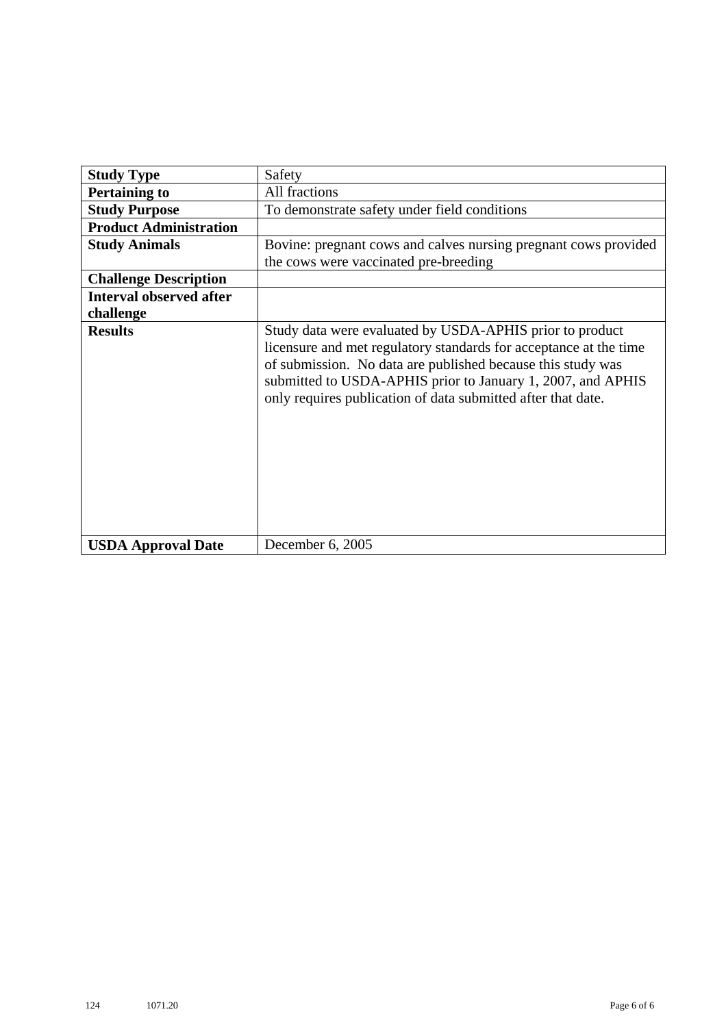| | |
|---|---|
| **Study Type** | Safety |
| **Pertaining to** | All fractions |
| **Study Purpose** | To demonstrate safety under field conditions |
| **Product Administration** | |
| **Study Animals** | Bovine: pregnant cows and calves nursing pregnant cows provided the cows were vaccinated pre-breeding |
| **Challenge Description** | |
| **Interval observed after challenge** | |
| **Results** | Study data were evaluated by USDA-APHIS prior to product licensure and met regulatory standards for acceptance at the time of submission. No data are published because this study was submitted to USDA-APHIS prior to January 1, 2007, and APHIS only requires publication of data submitted after that date. |
| **USDA Approval Date** | December 6, 2005 |

124 1071.20